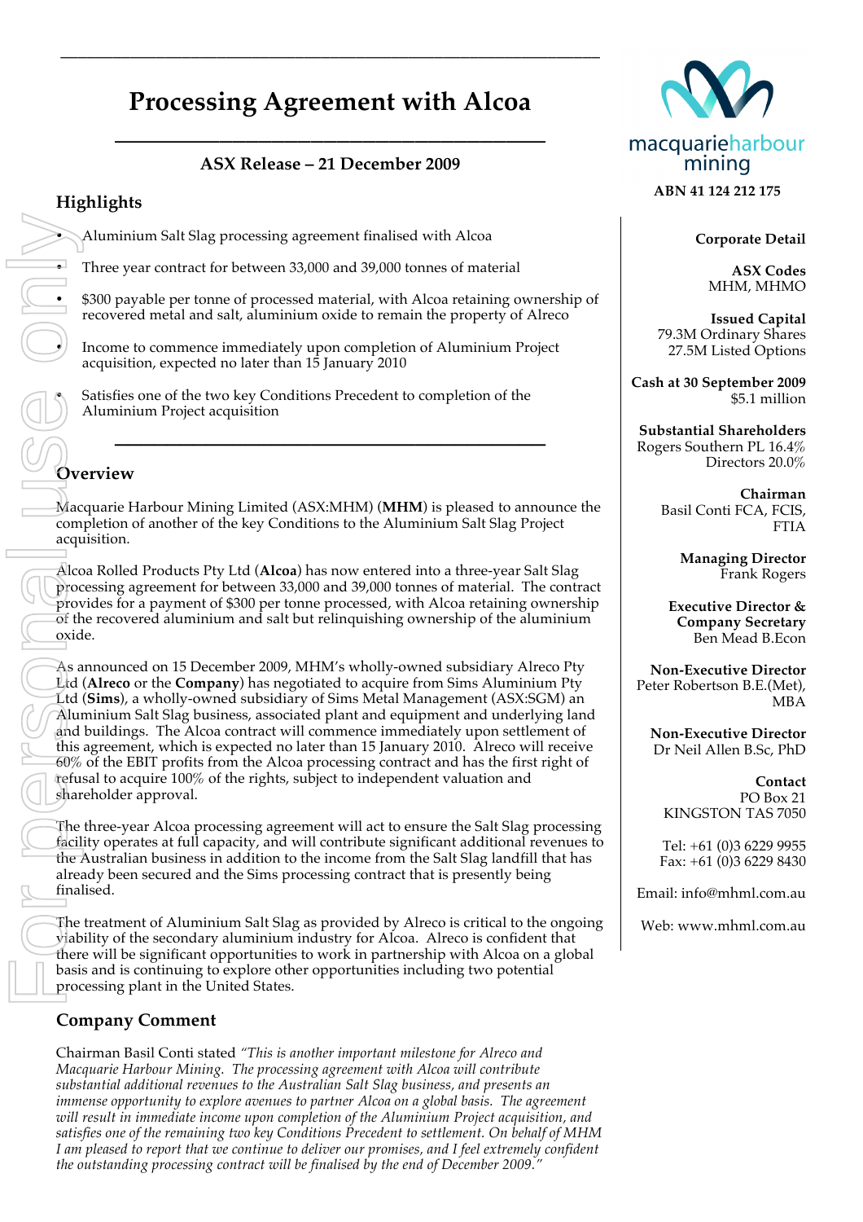# Processing Agreement with Alcoa

**ASX Release – 21 December 2009**

macquarieharbour mining

**ABN 41 124 212 175**

## Highlights

- Aluminium Salt Slag processing agreement finalised with Alcoa
- Three year contract for between 33,000 and 39,000 tonnes of material
- $300 payable per tonne of processed material, with Alcoa retaining ownership of recovered metal and salt, aluminium oxide to remain the property of Alreco
- Income to commence immediately upon completion of Aluminium Project acquisition, expected no later than 15 January 2010
- Satisfies one of the two key Conditions Precedent to completion of the Aluminium Project acquisition

## Overview

Macquarie Harbour Mining Limited (ASX:MHM) (**MHM**) is pleased to announce the completion of another of the key Conditions to the Aluminium Salt Slag Project acquisition.

Alcoa Rolled Products Pty Ltd (**Alcoa**) has now entered into a three-year Salt Slag processing agreement for between 33,000 and 39,000 tonnes of material. The contract provides for a payment of $300 per tonne processed, with Alcoa retaining ownership of the recovered aluminium and salt but relinquishing ownership of the aluminium oxide.

As announced on 15 December 2009, MHM's wholly-owned subsidiary Alreco Pty Ltd (**Alreco** or the **Company**) has negotiated to acquire from Sims Aluminium Pty Ltd (**Sims**), a wholly-owned subsidiary of Sims Metal Management (ASX:SGM) an Aluminium Salt Slag business, associated plant and equipment and underlying land and buildings. The Alcoa contract will commence immediately upon settlement of this agreement, which is expected no later than 15 January 2010. Alreco will receive 60% of the EBIT profits from the Alcoa processing contract and has the first right of refusal to acquire 100% of the rights, subject to independent valuation and shareholder approval.

The three-year Alcoa processing agreement will act to ensure the Salt Slag processing facility operates at full capacity, and will contribute significant additional revenues to the Australian business in addition to the income from the Salt Slag landfill that has already been secured and the Sims processing contract that is presently being finalised.

The treatment of Aluminium Salt Slag as provided by Alreco is critical to the ongoing viability of the secondary aluminium industry for Alcoa. Alreco is confident that there will be significant opportunities to work in partnership with Alcoa on a global basis and is continuing to explore other opportunities including two potential processing plant in the United States.

## Company Comment

Chairman Basil Conti stated *"This is another important milestone for Alreco and Macquarie Harbour Mining. The processing agreement with Alcoa will contribute substantial additional revenues to the Australian Salt Slag business, and presents an immense opportunity to explore avenues to partner Alcoa on a global basis. The agreement will result in immediate income upon completion of the Aluminium Project acquisition, and satisfies one of the remaining two key Conditions Precedent to settlement. On behalf of MHM I am pleased to report that we continue to deliver our promises, and I feel extremely confident the outstanding processing contract will be finalised by the end of December 2009."*

---

**Corporate Detail**

**ASX Codes**
MHM, MHMO

**Issued Capital**
79.3M Ordinary Shares
27.5M Listed Options

**Cash at 30 September 2009**
$5.1 million

**Substantial Shareholders**
Rogers Southern PL 16.4%
Directors 20.0%

**Chairman**
Basil Conti FCA, FCIS, FTIA

**Managing Director**
Frank Rogers

**Executive Director & Company Secretary**
Ben Mead B.Econ

**Non-Executive Director**
Peter Robertson B.E.(Met), MBA

**Non-Executive Director**
Dr Neil Allen B.Sc, PhD

**Contact**
PO Box 21
KINGSTON TAS 7050

Tel: +61 (0)3 6229 9955
Fax: +61 (0)3 6229 8430

Email: info@mhml.com.au

Web: www.mhml.com.au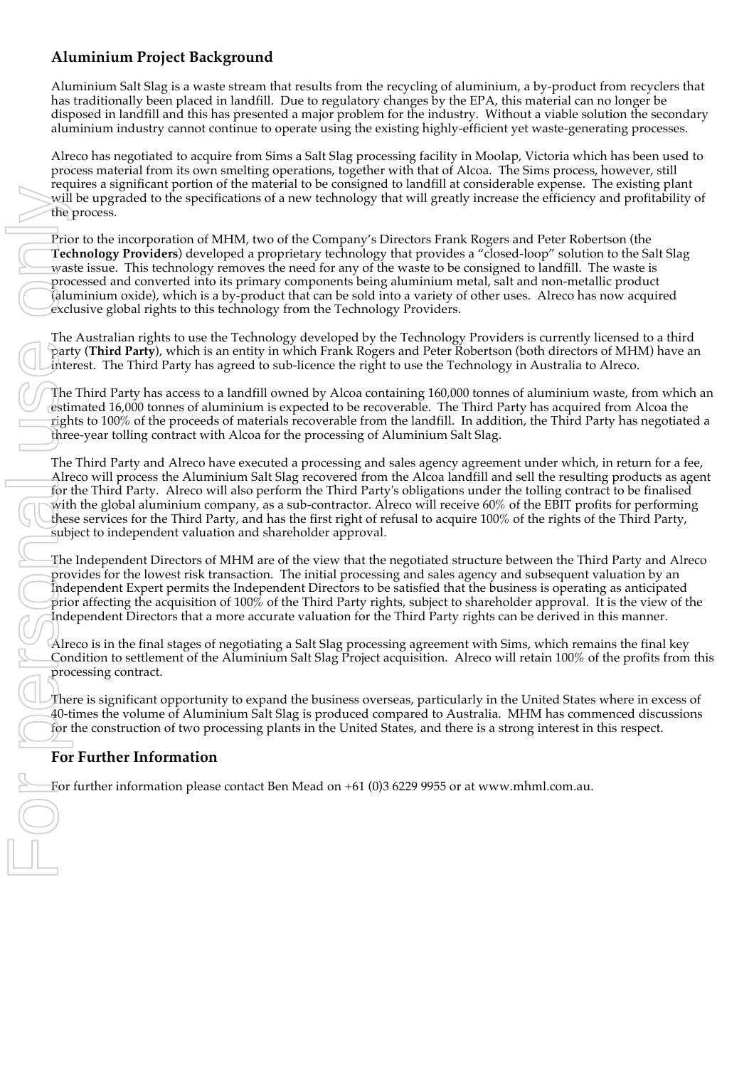## Aluminium Project Background

Aluminium Salt Slag is a waste stream that results from the recycling of aluminium, a by-product from recyclers that has traditionally been placed in landfill. Due to regulatory changes by the EPA, this material can no longer be disposed in landfill and this has presented a major problem for the industry. Without a viable solution the secondary aluminium industry cannot continue to operate using the existing highly-efficient yet waste-generating processes.

Alreco has negotiated to acquire from Sims a Salt Slag processing facility in Moolap, Victoria which has been used to process material from its own smelting operations, together with that of Alcoa. The Sims process, however, still requires a significant portion of the material to be consigned to landfill at considerable expense. The existing plant will be upgraded to the specifications of a new technology that will greatly increase the efficiency and profitability of the process.

Prior to the incorporation of MHM, two of the Company's Directors Frank Rogers and Peter Robertson (the **Technology Providers**) developed a proprietary technology that provides a "closed-loop" solution to the Salt Slag waste issue. This technology removes the need for any of the waste to be consigned to landfill. The waste is processed and converted into its primary components being aluminium metal, salt and non-metallic product (aluminium oxide), which is a by-product that can be sold into a variety of other uses. Alreco has now acquired exclusive global rights to this technology from the Technology Providers.

The Australian rights to use the Technology developed by the Technology Providers is currently licensed to a third party (**Third Party**), which is an entity in which Frank Rogers and Peter Robertson (both directors of MHM) have an interest. The Third Party has agreed to sub-licence the right to use the Technology in Australia to Alreco.

The Third Party has access to a landfill owned by Alcoa containing 160,000 tonnes of aluminium waste, from which an estimated 16,000 tonnes of aluminium is expected to be recoverable. The Third Party has acquired from Alcoa the rights to 100% of the proceeds of materials recoverable from the landfill. In addition, the Third Party has negotiated a three-year tolling contract with Alcoa for the processing of Aluminium Salt Slag.

The Third Party and Alreco have executed a processing and sales agency agreement under which, in return for a fee, Alreco will process the Aluminium Salt Slag recovered from the Alcoa landfill and sell the resulting products as agent for the Third Party. Alreco will also perform the Third Party's obligations under the tolling contract to be finalised with the global aluminium company, as a sub-contractor. Alreco will receive 60% of the EBIT profits for performing these services for the Third Party, and has the first right of refusal to acquire 100% of the rights of the Third Party, subject to independent valuation and shareholder approval.

The Independent Directors of MHM are of the view that the negotiated structure between the Third Party and Alreco provides for the lowest risk transaction. The initial processing and sales agency and subsequent valuation by an Independent Expert permits the Independent Directors to be satisfied that the business is operating as anticipated prior affecting the acquisition of 100% of the Third Party rights, subject to shareholder approval. It is the view of the Independent Directors that a more accurate valuation for the Third Party rights can be derived in this manner.

Alreco is in the final stages of negotiating a Salt Slag processing agreement with Sims, which remains the final key Condition to settlement of the Aluminium Salt Slag Project acquisition. Alreco will retain 100% of the profits from this processing contract.

There is significant opportunity to expand the business overseas, particularly in the United States where in excess of 40-times the volume of Aluminium Salt Slag is produced compared to Australia. MHM has commenced discussions for the construction of two processing plants in the United States, and there is a strong interest in this respect.

## For Further Information

For further information please contact Ben Mead on +61 (0)3 6229 9955 or at www.mhml.com.au.